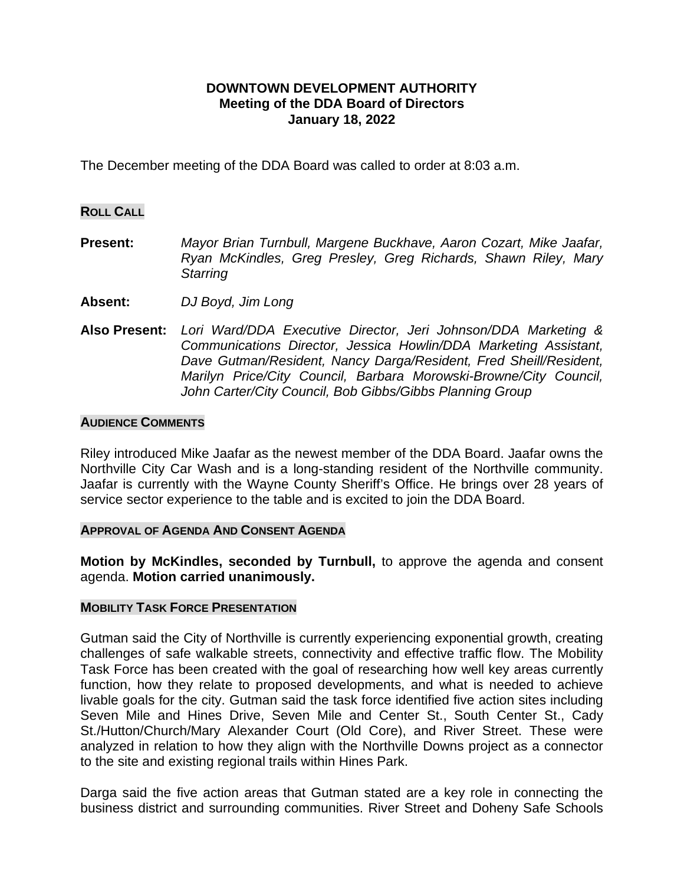# DOWNTOWN DEVELOPMENT AUTHORITY
## Meeting of the DDA Board of Directors
## January 18, 2022

The December meeting of the DDA Board was called to order at 8:03 a.m.

### ROLL CALL

**Present:** *Mayor Brian Turnbull, Margene Buckhave, Aaron Cozart, Mike Jaafar, Ryan McKindles, Greg Presley, Greg Richards, Shawn Riley, Mary Starring*

**Absent:** *DJ Boyd, Jim Long*

**Also Present:** *Lori Ward/DDA Executive Director, Jeri Johnson/DDA Marketing & Communications Director, Jessica Howlin/DDA Marketing Assistant, Dave Gutman/Resident, Nancy Darga/Resident, Fred Sheill/Resident, Marilyn Price/City Council, Barbara Morowski-Browne/City Council, John Carter/City Council, Bob Gibbs/Gibbs Planning Group*

### AUDIENCE COMMENTS

Riley introduced Mike Jaafar as the newest member of the DDA Board. Jaafar owns the Northville City Car Wash and is a long-standing resident of the Northville community. Jaafar is currently with the Wayne County Sheriff's Office. He brings over 28 years of service sector experience to the table and is excited to join the DDA Board.

### APPROVAL OF AGENDA AND CONSENT AGENDA

**Motion by McKindles, seconded by Turnbull,** to approve the agenda and consent agenda. **Motion carried unanimously.**

### MOBILITY TASK FORCE PRESENTATION

Gutman said the City of Northville is currently experiencing exponential growth, creating challenges of safe walkable streets, connectivity and effective traffic flow. The Mobility Task Force has been created with the goal of researching how well key areas currently function, how they relate to proposed developments, and what is needed to achieve livable goals for the city. Gutman said the task force identified five action sites including Seven Mile and Hines Drive, Seven Mile and Center St., South Center St., Cady St./Hutton/Church/Mary Alexander Court (Old Core), and River Street. These were analyzed in relation to how they align with the Northville Downs project as a connector to the site and existing regional trails within Hines Park.

Darga said the five action areas that Gutman stated are a key role in connecting the business district and surrounding communities. River Street and Doheny Safe Schools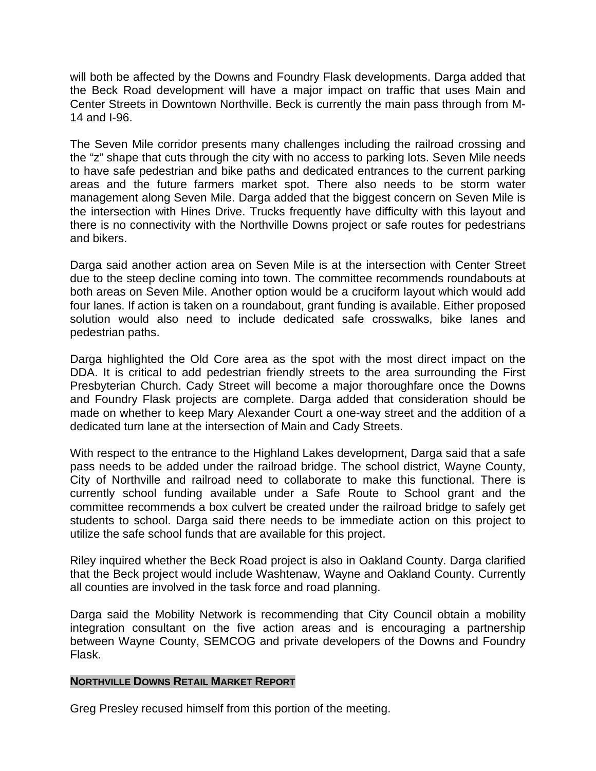will both be affected by the Downs and Foundry Flask developments. Darga added that the Beck Road development will have a major impact on traffic that uses Main and Center Streets in Downtown Northville. Beck is currently the main pass through from M-14 and I-96.

The Seven Mile corridor presents many challenges including the railroad crossing and the "z" shape that cuts through the city with no access to parking lots. Seven Mile needs to have safe pedestrian and bike paths and dedicated entrances to the current parking areas and the future farmers market spot. There also needs to be storm water management along Seven Mile. Darga added that the biggest concern on Seven Mile is the intersection with Hines Drive. Trucks frequently have difficulty with this layout and there is no connectivity with the Northville Downs project or safe routes for pedestrians and bikers.

Darga said another action area on Seven Mile is at the intersection with Center Street due to the steep decline coming into town. The committee recommends roundabouts at both areas on Seven Mile. Another option would be a cruciform layout which would add four lanes. If action is taken on a roundabout, grant funding is available. Either proposed solution would also need to include dedicated safe crosswalks, bike lanes and pedestrian paths.

Darga highlighted the Old Core area as the spot with the most direct impact on the DDA. It is critical to add pedestrian friendly streets to the area surrounding the First Presbyterian Church. Cady Street will become a major thoroughfare once the Downs and Foundry Flask projects are complete. Darga added that consideration should be made on whether to keep Mary Alexander Court a one-way street and the addition of a dedicated turn lane at the intersection of Main and Cady Streets.

With respect to the entrance to the Highland Lakes development, Darga said that a safe pass needs to be added under the railroad bridge. The school district, Wayne County, City of Northville and railroad need to collaborate to make this functional. There is currently school funding available under a Safe Route to School grant and the committee recommends a box culvert be created under the railroad bridge to safely get students to school. Darga said there needs to be immediate action on this project to utilize the safe school funds that are available for this project.

Riley inquired whether the Beck Road project is also in Oakland County. Darga clarified that the Beck project would include Washtenaw, Wayne and Oakland County. Currently all counties are involved in the task force and road planning.

Darga said the Mobility Network is recommending that City Council obtain a mobility integration consultant on the five action areas and is encouraging a partnership between Wayne County, SEMCOG and private developers of the Downs and Foundry Flask.

## NORTHVILLE DOWNS RETAIL MARKET REPORT

Greg Presley recused himself from this portion of the meeting.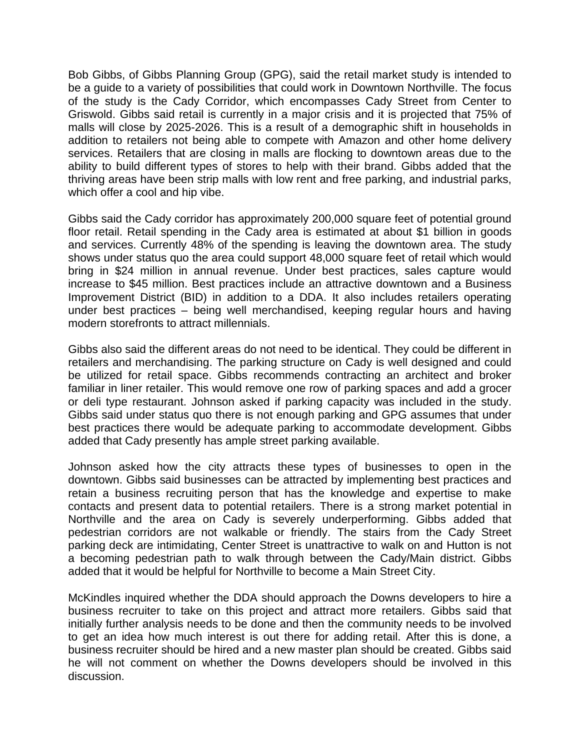Bob Gibbs, of Gibbs Planning Group (GPG), said the retail market study is intended to be a guide to a variety of possibilities that could work in Downtown Northville. The focus of the study is the Cady Corridor, which encompasses Cady Street from Center to Griswold. Gibbs said retail is currently in a major crisis and it is projected that 75% of malls will close by 2025-2026. This is a result of a demographic shift in households in addition to retailers not being able to compete with Amazon and other home delivery services. Retailers that are closing in malls are flocking to downtown areas due to the ability to build different types of stores to help with their brand. Gibbs added that the thriving areas have been strip malls with low rent and free parking, and industrial parks, which offer a cool and hip vibe.

Gibbs said the Cady corridor has approximately 200,000 square feet of potential ground floor retail. Retail spending in the Cady area is estimated at about $1 billion in goods and services. Currently 48% of the spending is leaving the downtown area. The study shows under status quo the area could support 48,000 square feet of retail which would bring in $24 million in annual revenue. Under best practices, sales capture would increase to $45 million. Best practices include an attractive downtown and a Business Improvement District (BID) in addition to a DDA. It also includes retailers operating under best practices – being well merchandised, keeping regular hours and having modern storefronts to attract millennials.

Gibbs also said the different areas do not need to be identical. They could be different in retailers and merchandising. The parking structure on Cady is well designed and could be utilized for retail space. Gibbs recommends contracting an architect and broker familiar in liner retailer. This would remove one row of parking spaces and add a grocer or deli type restaurant. Johnson asked if parking capacity was included in the study. Gibbs said under status quo there is not enough parking and GPG assumes that under best practices there would be adequate parking to accommodate development. Gibbs added that Cady presently has ample street parking available.

Johnson asked how the city attracts these types of businesses to open in the downtown. Gibbs said businesses can be attracted by implementing best practices and retain a business recruiting person that has the knowledge and expertise to make contacts and present data to potential retailers. There is a strong market potential in Northville and the area on Cady is severely underperforming. Gibbs added that pedestrian corridors are not walkable or friendly. The stairs from the Cady Street parking deck are intimidating, Center Street is unattractive to walk on and Hutton is not a becoming pedestrian path to walk through between the Cady/Main district. Gibbs added that it would be helpful for Northville to become a Main Street City.

McKindles inquired whether the DDA should approach the Downs developers to hire a business recruiter to take on this project and attract more retailers. Gibbs said that initially further analysis needs to be done and then the community needs to be involved to get an idea how much interest is out there for adding retail. After this is done, a business recruiter should be hired and a new master plan should be created. Gibbs said he will not comment on whether the Downs developers should be involved in this discussion.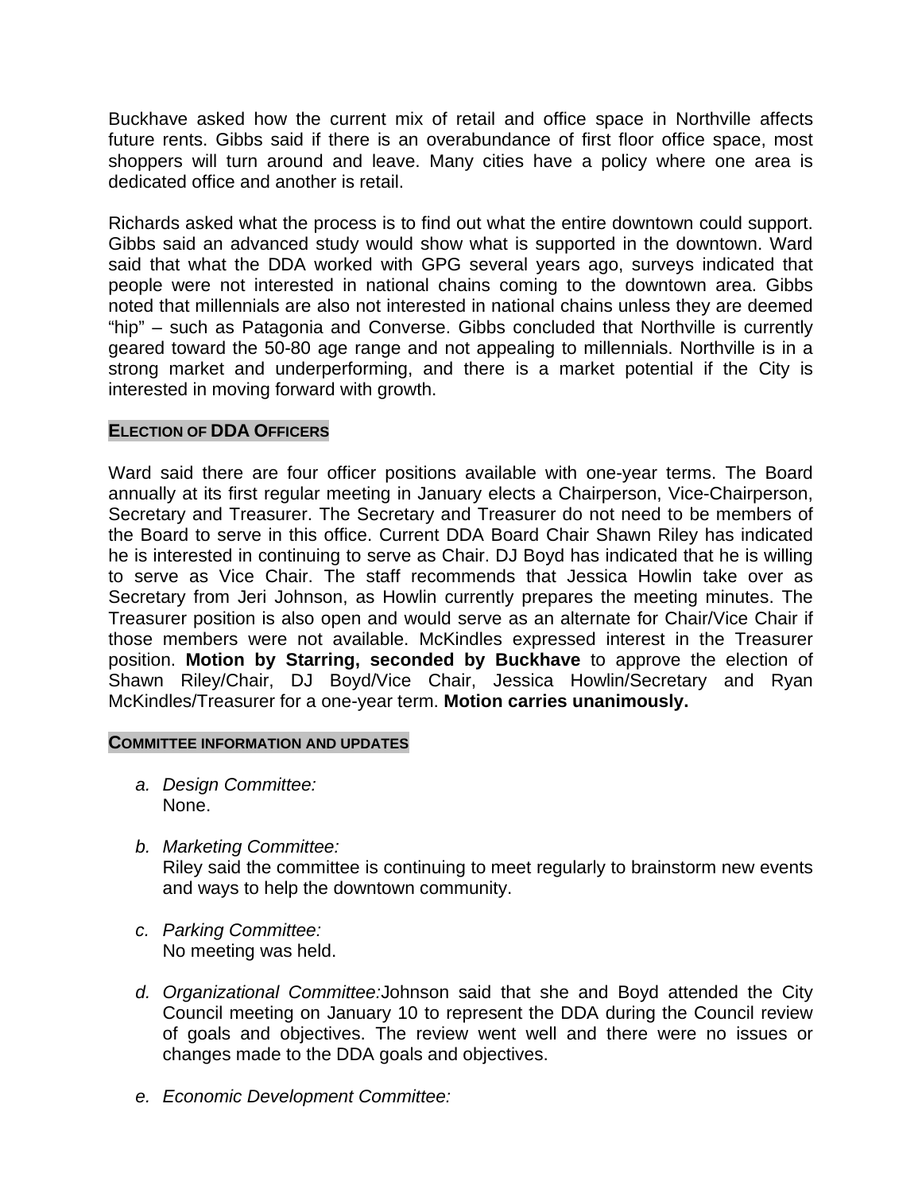Buckhave asked how the current mix of retail and office space in Northville affects future rents. Gibbs said if there is an overabundance of first floor office space, most shoppers will turn around and leave. Many cities have a policy where one area is dedicated office and another is retail.

Richards asked what the process is to find out what the entire downtown could support. Gibbs said an advanced study would show what is supported in the downtown. Ward said that what the DDA worked with GPG several years ago, surveys indicated that people were not interested in national chains coming to the downtown area. Gibbs noted that millennials are also not interested in national chains unless they are deemed "hip" – such as Patagonia and Converse. Gibbs concluded that Northville is currently geared toward the 50-80 age range and not appealing to millennials. Northville is in a strong market and underperforming, and there is a market potential if the City is interested in moving forward with growth.

## ELECTION OF DDA OFFICERS

Ward said there are four officer positions available with one-year terms. The Board annually at its first regular meeting in January elects a Chairperson, Vice-Chairperson, Secretary and Treasurer. The Secretary and Treasurer do not need to be members of the Board to serve in this office. Current DDA Board Chair Shawn Riley has indicated he is interested in continuing to serve as Chair. DJ Boyd has indicated that he is willing to serve as Vice Chair. The staff recommends that Jessica Howlin take over as Secretary from Jeri Johnson, as Howlin currently prepares the meeting minutes. The Treasurer position is also open and would serve as an alternate for Chair/Vice Chair if those members were not available. McKindles expressed interest in the Treasurer position. **Motion by Starring, seconded by Buckhave** to approve the election of Shawn Riley/Chair, DJ Boyd/Vice Chair, Jessica Howlin/Secretary and Ryan McKindles/Treasurer for a one-year term. **Motion carries unanimously.**

## COMMITTEE INFORMATION AND UPDATES

a. *Design Committee:*
   None.

b. *Marketing Committee:*
   Riley said the committee is continuing to meet regularly to brainstorm new events and ways to help the downtown community.

c. *Parking Committee:*
   No meeting was held.

d. *Organizational Committee:* Johnson said that she and Boyd attended the City Council meeting on January 10 to represent the DDA during the Council review of goals and objectives. The review went well and there were no issues or changes made to the DDA goals and objectives.

e. *Economic Development Committee:*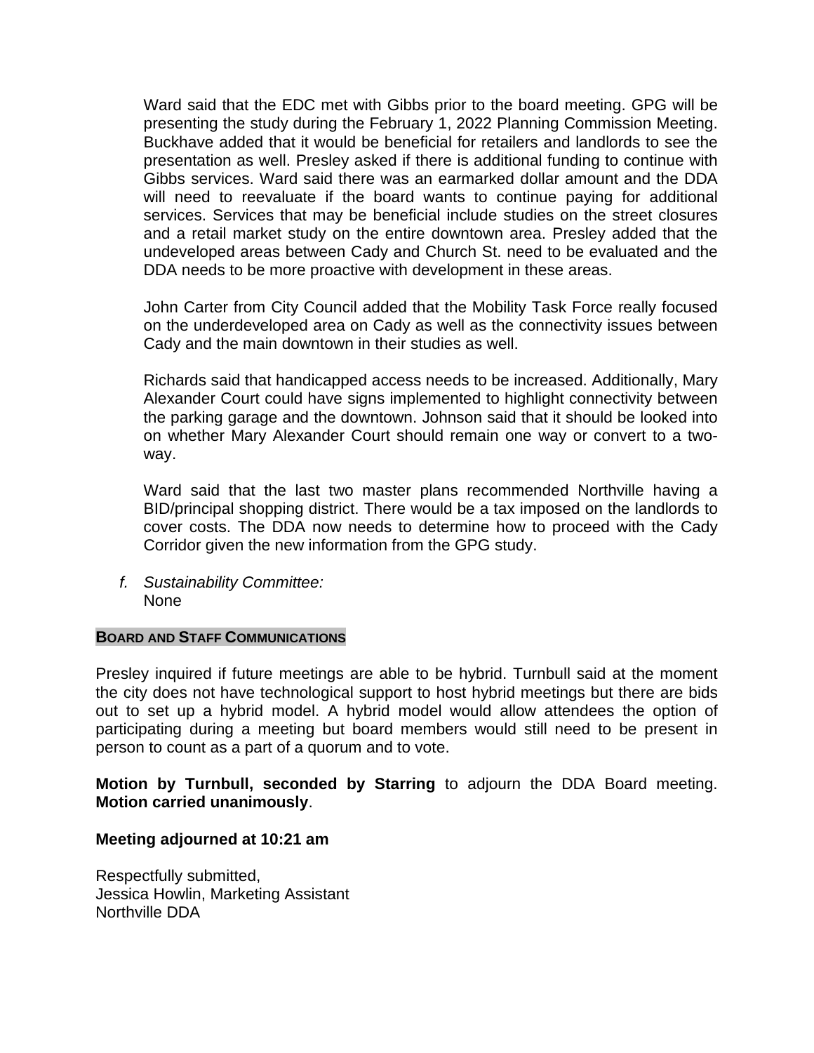Ward said that the EDC met with Gibbs prior to the board meeting. GPG will be presenting the study during the February 1, 2022 Planning Commission Meeting. Buckhave added that it would be beneficial for retailers and landlords to see the presentation as well. Presley asked if there is additional funding to continue with Gibbs services. Ward said there was an earmarked dollar amount and the DDA will need to reevaluate if the board wants to continue paying for additional services. Services that may be beneficial include studies on the street closures and a retail market study on the entire downtown area. Presley added that the undeveloped areas between Cady and Church St. need to be evaluated and the DDA needs to be more proactive with development in these areas.

John Carter from City Council added that the Mobility Task Force really focused on the underdeveloped area on Cady as well as the connectivity issues between Cady and the main downtown in their studies as well.

Richards said that handicapped access needs to be increased. Additionally, Mary Alexander Court could have signs implemented to highlight connectivity between the parking garage and the downtown. Johnson said that it should be looked into on whether Mary Alexander Court should remain one way or convert to a two-way.

Ward said that the last two master plans recommended Northville having a BID/principal shopping district. There would be a tax imposed on the landlords to cover costs. The DDA now needs to determine how to proceed with the Cady Corridor given the new information from the GPG study.

f. *Sustainability Committee:*
   None

**BOARD AND STAFF COMMUNICATIONS**

Presley inquired if future meetings are able to be hybrid. Turnbull said at the moment the city does not have technological support to host hybrid meetings but there are bids out to set up a hybrid model. A hybrid model would allow attendees the option of participating during a meeting but board members would still need to be present in person to count as a part of a quorum and to vote.

**Motion by Turnbull, seconded by Starring** to adjourn the DDA Board meeting. **Motion carried unanimously**.

**Meeting adjourned at 10:21 am**

Respectfully submitted,
Jessica Howlin, Marketing Assistant
Northville DDA